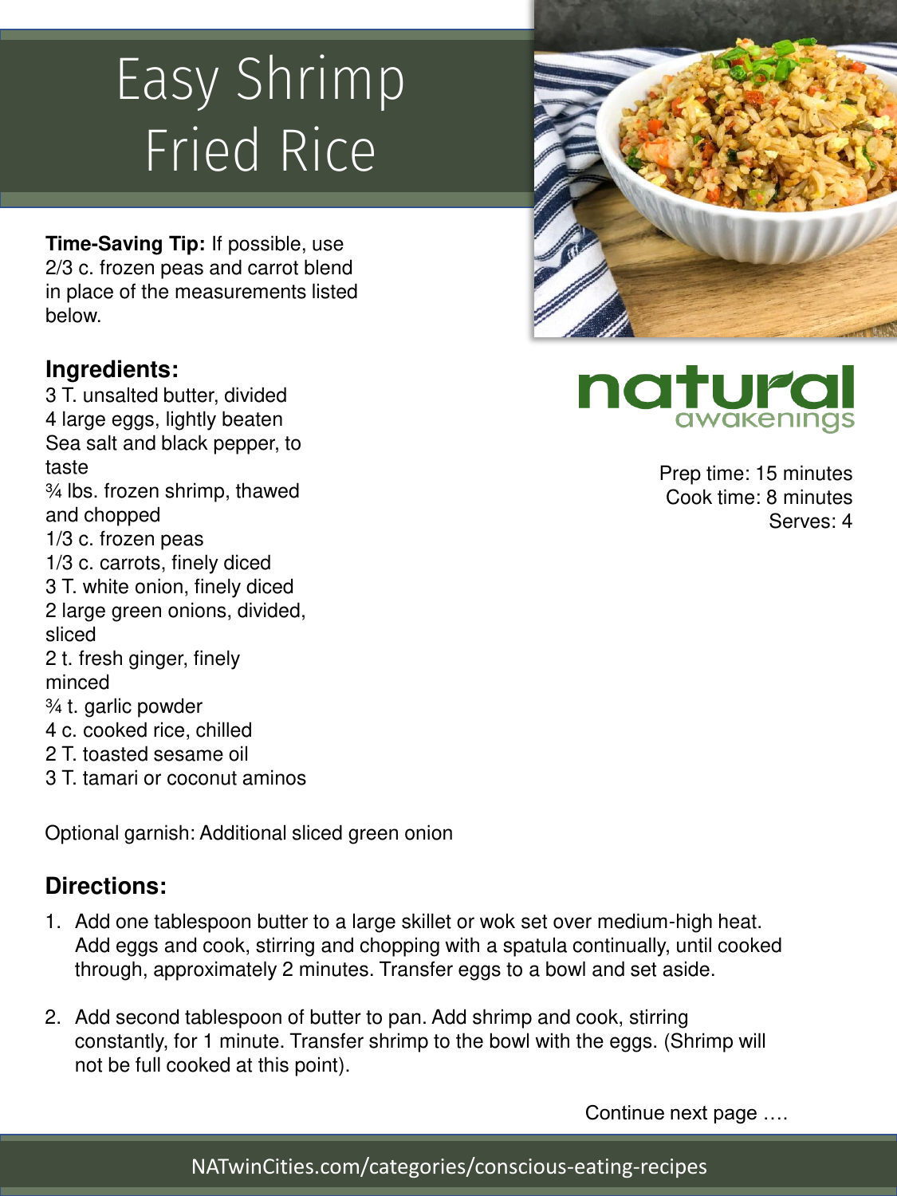# Easy Shrimp Fried Rice

**Time-Saving Tip:** If possible, use 2/3 c. frozen peas and carrot blend in place of the measurements listed below.

natural awakenings

Prep time: 15 minutes
Cook time: 8 minutes
Serves: 4

## Ingredients:

3 T. unsalted butter, divided
4 large eggs, lightly beaten
Sea salt and black pepper, to taste
¾ lbs. frozen shrimp, thawed and chopped
1/3 c. frozen peas
1/3 c. carrots, finely diced
3 T. white onion, finely diced
2 large green onions, divided, sliced
2 t. fresh ginger, finely minced
¾ t. garlic powder
4 c. cooked rice, chilled
2 T. toasted sesame oil
3 T. tamari or coconut aminos

Optional garnish: Additional sliced green onion

## Directions:

1. Add one tablespoon butter to a large skillet or wok set over medium-high heat. Add eggs and cook, stirring and chopping with a spatula continually, until cooked through, approximately 2 minutes. Transfer eggs to a bowl and set aside.
2. Add second tablespoon of butter to pan. Add shrimp and cook, stirring constantly, for 1 minute. Transfer shrimp to the bowl with the eggs. (Shrimp will not be full cooked at this point).

Continue next page ….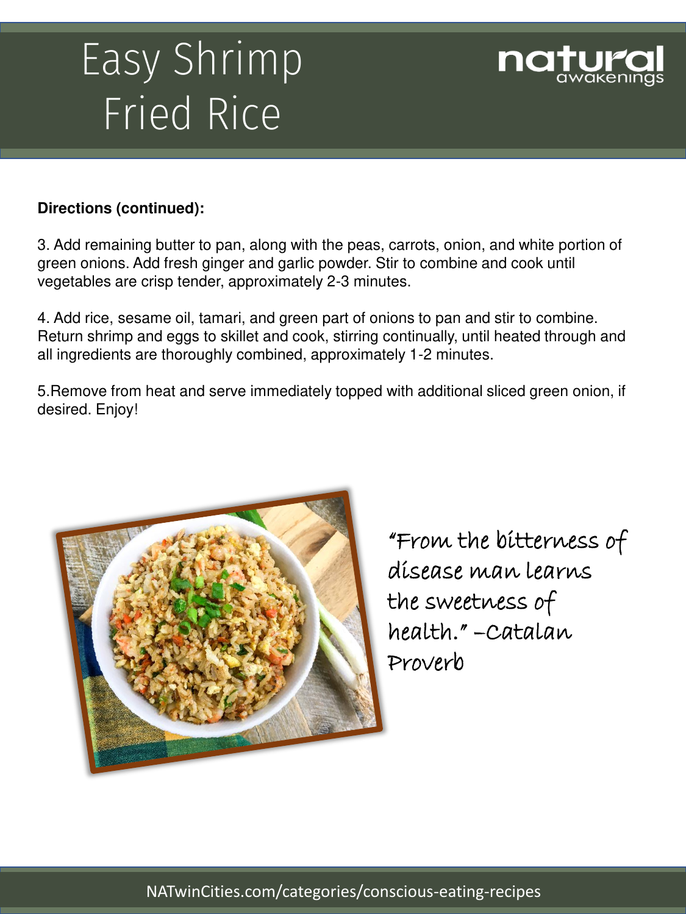# Easy Shrimp Fried Rice

**Directions (continued):**

3. Add remaining butter to pan, along with the peas, carrots, onion, and white portion of green onions. Add fresh ginger and garlic powder. Stir to combine and cook until vegetables are crisp tender, approximately 2-3 minutes.

4. Add rice, sesame oil, tamari, and green part of onions to pan and stir to combine. Return shrimp and eggs to skillet and cook, stirring continually, until heated through and all ingredients are thoroughly combined, approximately 1-2 minutes.

5. Remove from heat and serve immediately topped with additional sliced green onion, if desired. Enjoy!

"From the bitterness of disease man learns the sweetness of health." –Catalan Proverb

NATwinCities.com/categories/conscious-eating-recipes